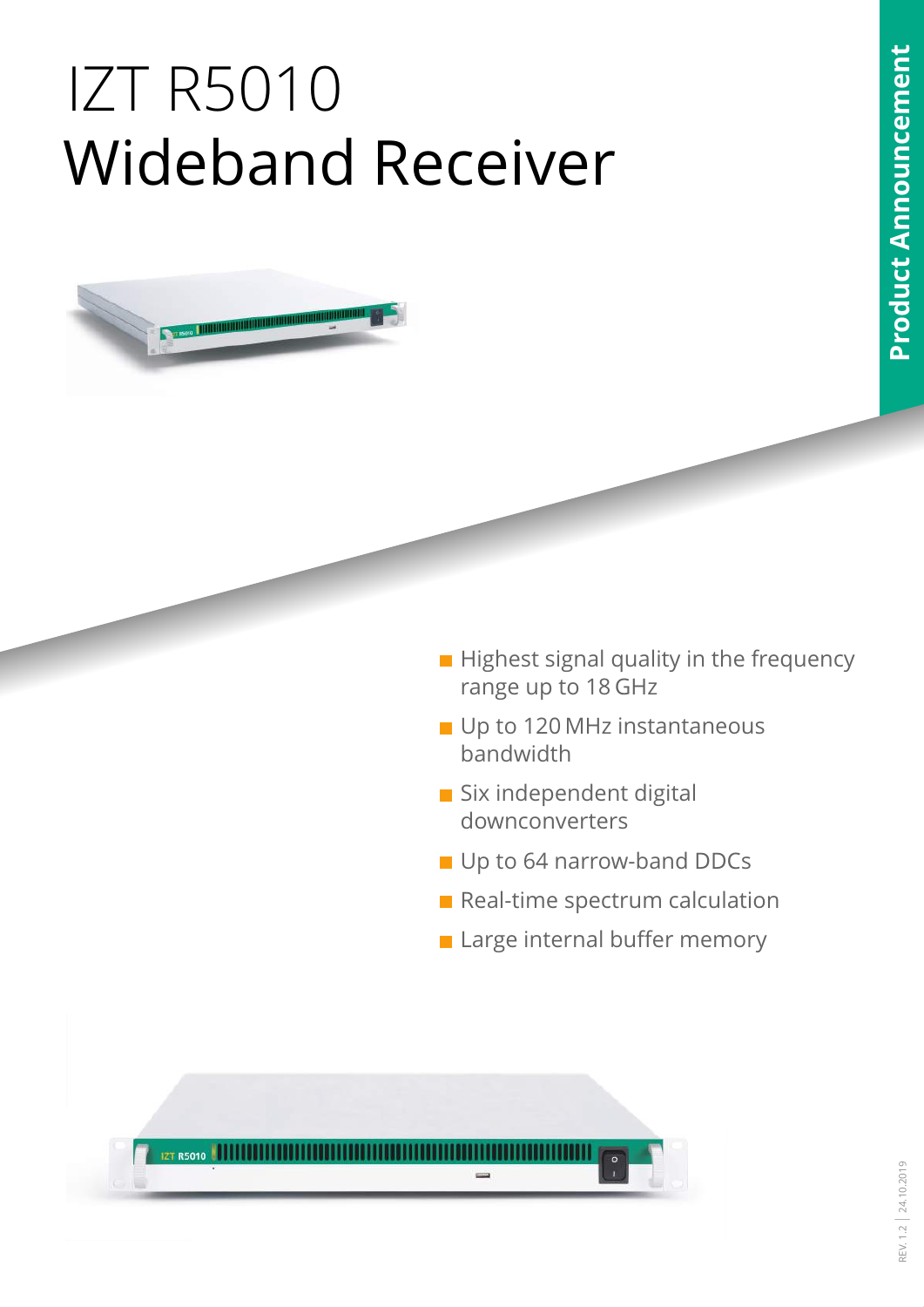# IZT R5010 Wideband Receiver

Product Announcement

- Highest signal quality in the frequency range up to 18 GHz
- Up to 120 MHz instantaneous bandwidth
- Six independent digital downconverters
- Up to 64 narrow-band DDCs
- Real-time spectrum calculation
- Large internal buffer memory

REV. 1.2 | 24.10.2019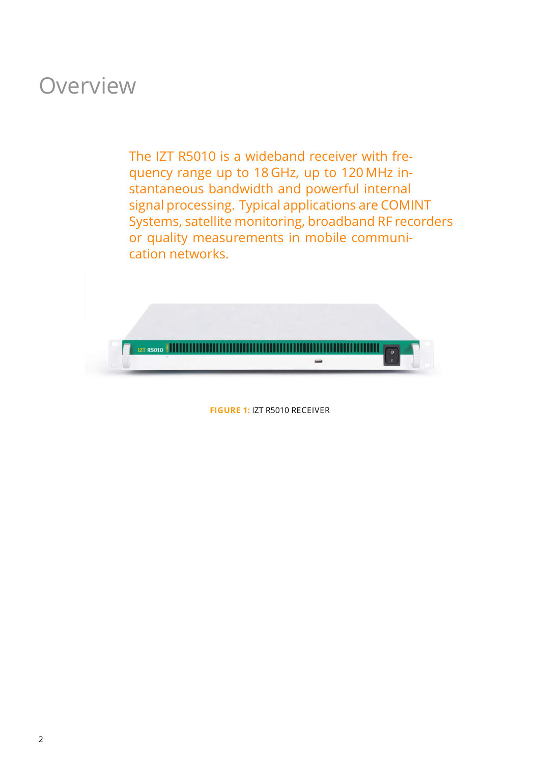# Overview

The IZT R5010 is a wideband receiver with frequency range up to 18 GHz, up to 120 MHz instantaneous bandwidth and powerful internal signal processing. Typical applications are COMINT Systems, satellite monitoring, broadband RF recorders or quality measurements in mobile communication networks.

**FIGURE 1:** IZT R5010 RECEIVER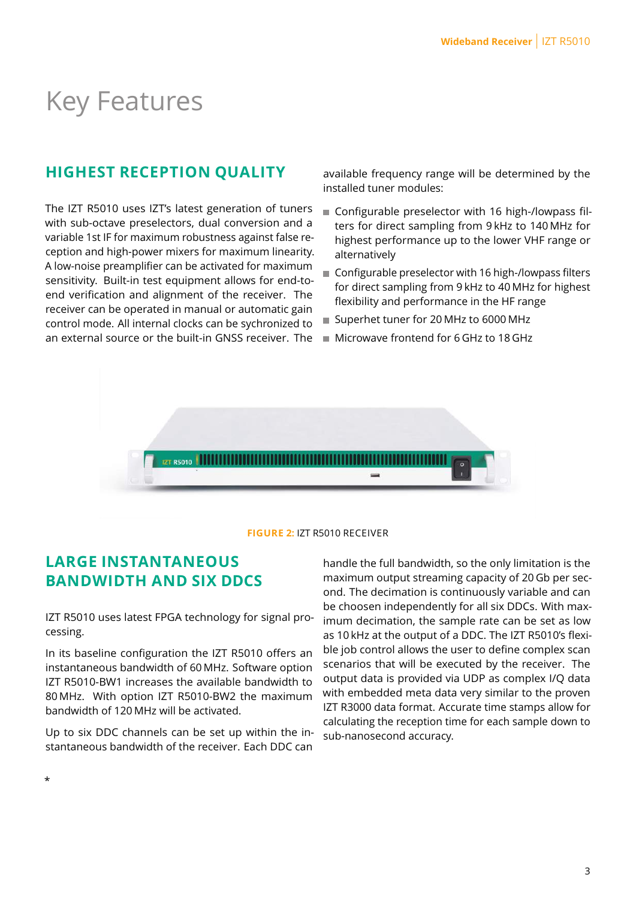# Key Features

## HIGHEST RECEPTION QUALITY

The IZT R5010 uses IZT's latest generation of tuners with sub-octave preselectors, dual conversion and a variable 1st IF for maximum robustness against false reception and high-power mixers for maximum linearity. A low-noise preamplifier can be activated for maximum sensitivity. Built-in test equipment allows for end-to-end verification and alignment of the receiver. The receiver can be operated in manual or automatic gain control mode. All internal clocks can be sychronized to an external source or the built-in GNSS receiver. The available frequency range will be determined by the installed tuner modules:

- Configurable preselector with 16 high-/lowpass filters for direct sampling from 9 kHz to 140 MHz for highest performance up to the lower VHF range or alternatively
- Configurable preselector with 16 high-/lowpass filters for direct sampling from 9 kHz to 40 MHz for highest flexibility and performance in the HF range
- Superhet tuner for 20 MHz to 6000 MHz
- Microwave frontend for 6 GHz to 18 GHz

**FIGURE 2:** IZT R5010 RECEIVER

## LARGE INSTANTANEOUS BANDWIDTH AND SIX DDCS

IZT R5010 uses latest FPGA technology for signal processing.

In its baseline configuration the IZT R5010 offers an instantaneous bandwidth of 60 MHz. Software option IZT R5010-BW1 increases the available bandwidth to 80 MHz. With option IZT R5010-BW2 the maximum bandwidth of 120 MHz will be activated.

Up to six DDC channels can be set up within the instantaneous bandwidth of the receiver. Each DDC can handle the full bandwidth, so the only limitation is the maximum output streaming capacity of 20 Gb per second. The decimation is continuously variable and can be choosen independently for all six DDCs. With maximum decimation, the sample rate can be set as low as 10 kHz at the output of a DDC. The IZT R5010's flexible job control allows the user to define complex scan scenarios that will be executed by the receiver. The output data is provided via UDP as complex I/Q data with embedded meta data very similar to the proven IZT R3000 data format. Accurate time stamps allow for calculating the reception time for each sample down to sub-nanosecond accuracy.

*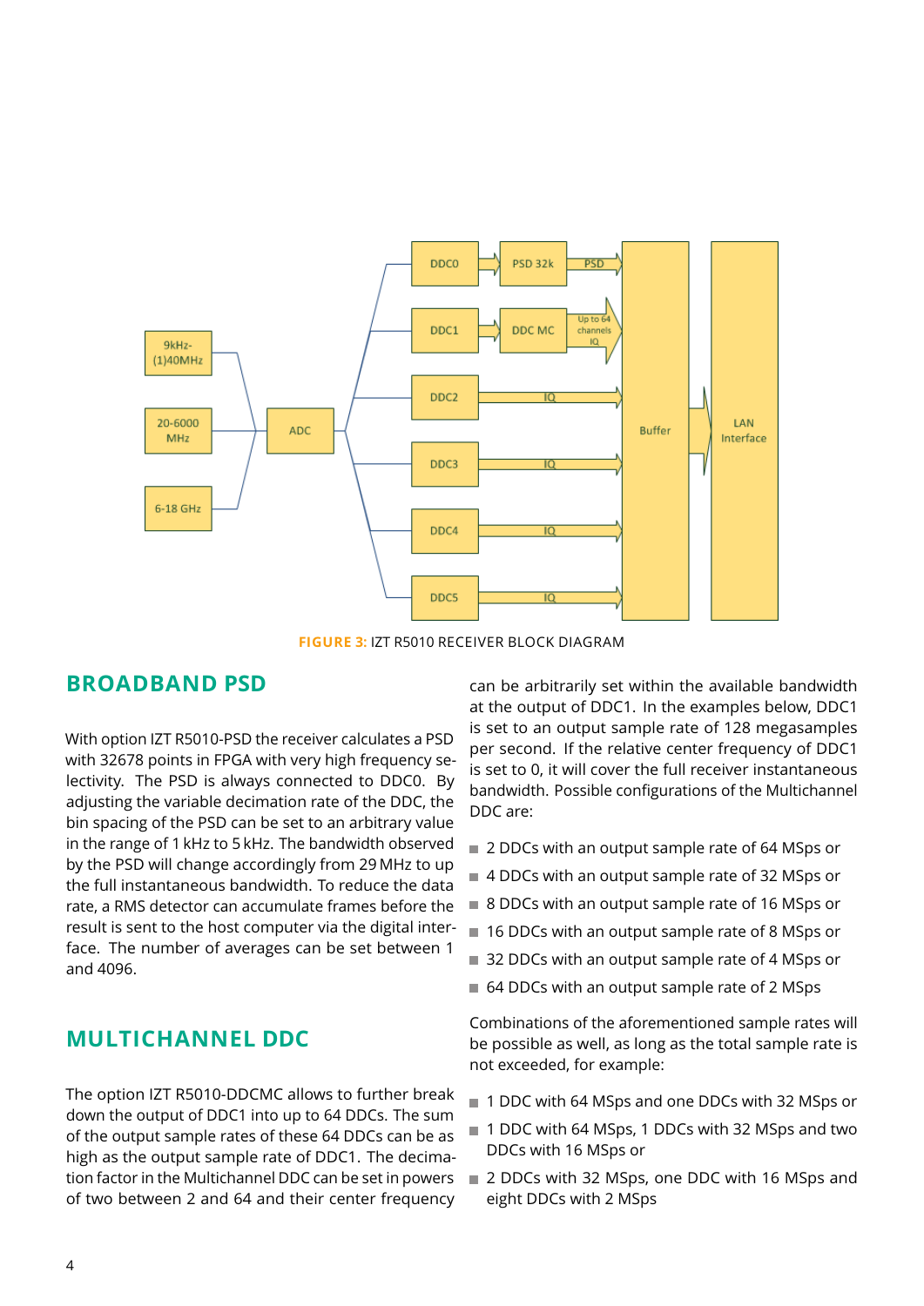FIGURE 3: IZT R5010 RECEIVER BLOCK DIAGRAM

## BROADBAND PSD

With option IZT R5010-PSD the receiver calculates a PSD with 32678 points in FPGA with very high frequency selectivity. The PSD is always connected to DDC0. By adjusting the variable decimation rate of the DDC, the bin spacing of the PSD can be set to an arbitrary value in the range of 1 kHz to 5 kHz. The bandwidth observed by the PSD will change accordingly from 29 MHz to up the full instantaneous bandwidth. To reduce the data rate, a RMS detector can accumulate frames before the result is sent to the host computer via the digital interface. The number of averages can be set between 1 and 4096.

## MULTICHANNEL DDC

The option IZT R5010-DDCMC allows to further break down the output of DDC1 into up to 64 DDCs. The sum of the output sample rates of these 64 DDCs can be as high as the output sample rate of DDC1. The decimation factor in the Multichannel DDC can be set in powers of two between 2 and 64 and their center frequency can be arbitrarily set within the available bandwidth at the output of DDC1. In the examples below, DDC1 is set to an output sample rate of 128 megasamples per second. If the relative center frequency of DDC1 is set to 0, it will cover the full receiver instantaneous bandwidth. Possible configurations of the Multichannel DDC are:

- 2 DDCs with an output sample rate of 64 MSps or
- 4 DDCs with an output sample rate of 32 MSps or
- 8 DDCs with an output sample rate of 16 MSps or
- 16 DDCs with an output sample rate of 8 MSps or
- 32 DDCs with an output sample rate of 4 MSps or
- 64 DDCs with an output sample rate of 2 MSps

Combinations of the aforementioned sample rates will be possible as well, as long as the total sample rate is not exceeded, for example:

- 1 DDC with 64 MSps and one DDCs with 32 MSps or
- 1 DDC with 64 MSps, 1 DDCs with 32 MSps and two DDCs with 16 MSps or
- 2 DDCs with 32 MSps, one DDC with 16 MSps and eight DDCs with 2 MSps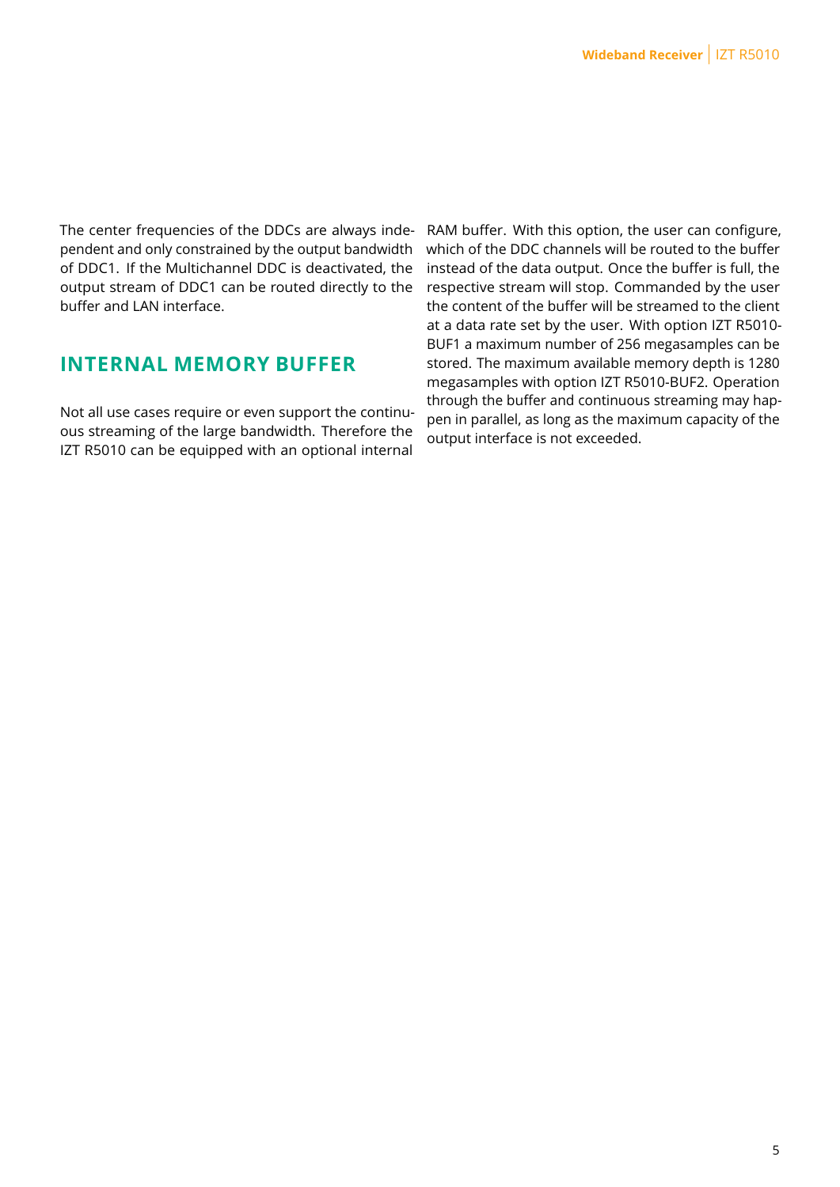The center frequencies of the DDCs are always independent and only constrained by the output bandwidth of DDC1. If the Multichannel DDC is deactivated, the output stream of DDC1 can be routed directly to the buffer and LAN interface.

## INTERNAL MEMORY BUFFER

Not all use cases require or even support the continuous streaming of the large bandwidth. Therefore the IZT R5010 can be equipped with an optional internal RAM buffer. With this option, the user can configure, which of the DDC channels will be routed to the buffer instead of the data output. Once the buffer is full, the respective stream will stop. Commanded by the user the content of the buffer will be streamed to the client at a data rate set by the user. With option IZT R5010-BUF1 a maximum number of 256 megasamples can be stored. The maximum available memory depth is 1280 megasamples with option IZT R5010-BUF2. Operation through the buffer and continuous streaming may happen in parallel, as long as the maximum capacity of the output interface is not exceeded.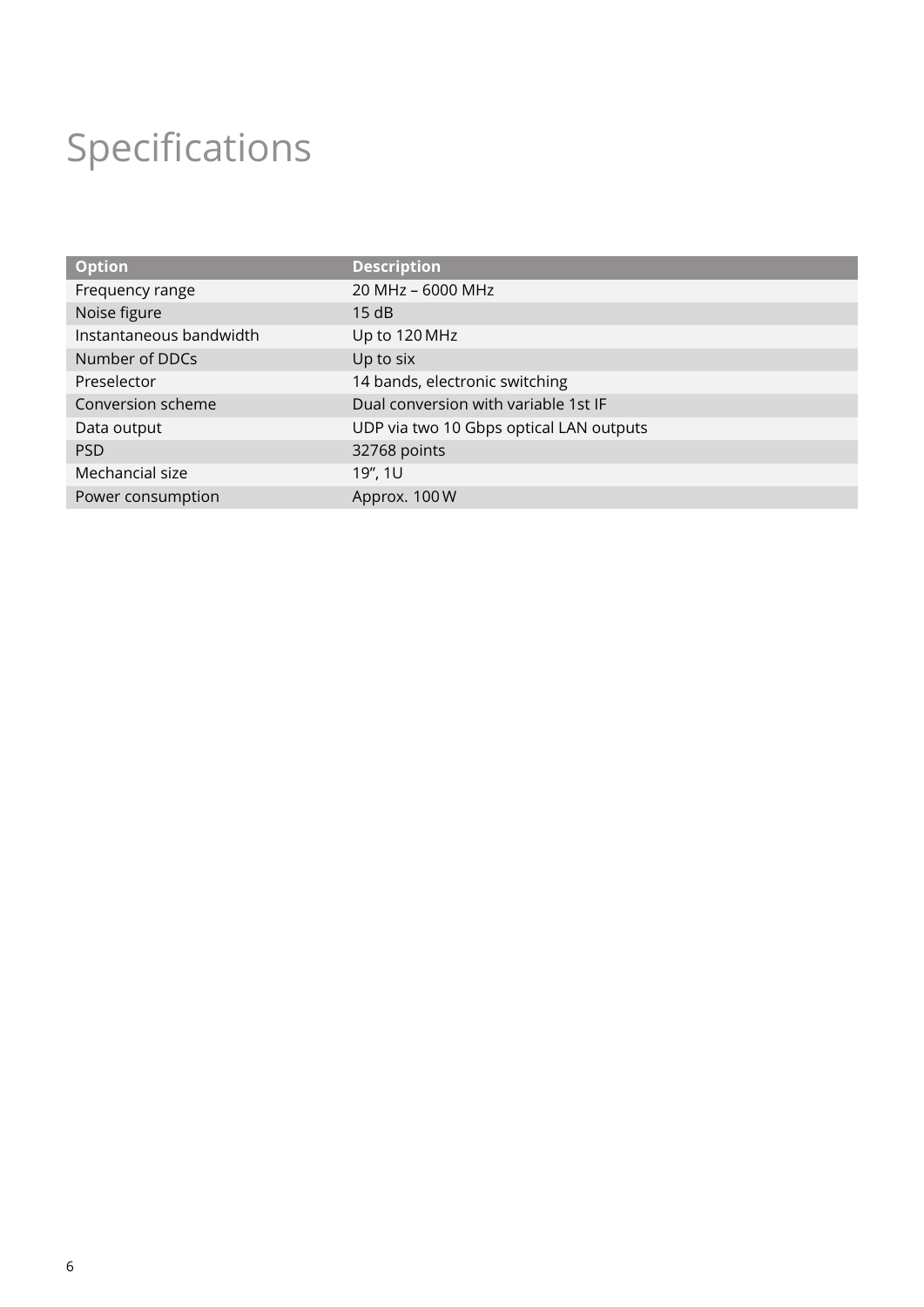# Specifications

| Option | Description |
|---|---|
| Frequency range | 20 MHz – 6000 MHz |
| Noise figure | 15 dB |
| Instantaneous bandwidth | Up to 120 MHz |
| Number of DDCs | Up to six |
| Preselector | 14 bands, electronic switching |
| Conversion scheme | Dual conversion with variable 1st IF |
| Data output | UDP via two 10 Gbps optical LAN outputs |
| PSD | 32768 points |
| Mechancial size | 19”, 1U |
| Power consumption | Approx. 100 W |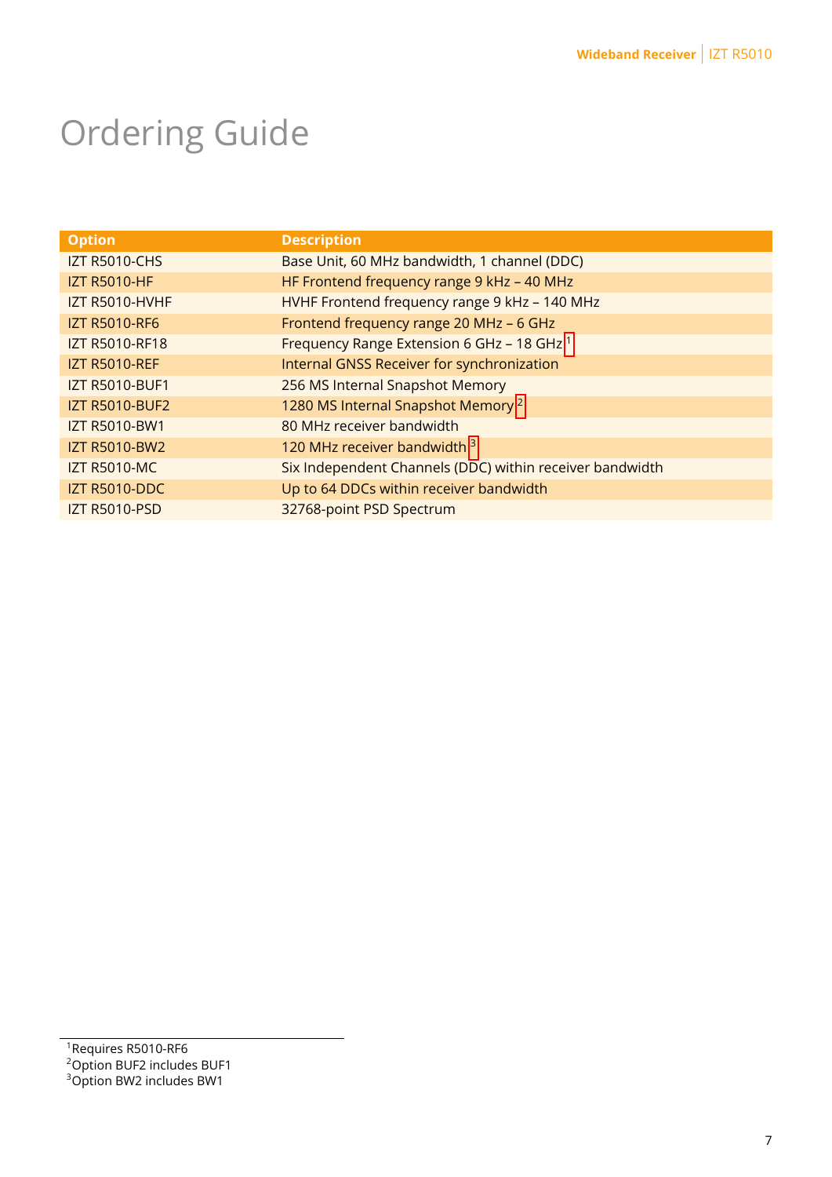# Ordering Guide

| Option | Description |
|---|---|
| IZT R5010-CHS | Base Unit, 60 MHz bandwidth, 1 channel (DDC) |
| IZT R5010-HF | HF Frontend frequency range 9 kHz – 40 MHz |
| IZT R5010-HVHF | HVHF Frontend frequency range 9 kHz – 140 MHz |
| IZT R5010-RF6 | Frontend frequency range 20 MHz – 6 GHz |
| IZT R5010-RF18 | Frequency Range Extension 6 GHz – 18 GHz [1] |
| IZT R5010-REF | Internal GNSS Receiver for synchronization |
| IZT R5010-BUF1 | 256 MS Internal Snapshot Memory |
| IZT R5010-BUF2 | 1280 MS Internal Snapshot Memory [2] |
| IZT R5010-BW1 | 80 MHz receiver bandwidth |
| IZT R5010-BW2 | 120 MHz receiver bandwidth [3] |
| IZT R5010-MC | Six Independent Channels (DDC) within receiver bandwidth |
| IZT R5010-DDC | Up to 64 DDCs within receiver bandwidth |
| IZT R5010-PSD | 32768-point PSD Spectrum |

[1] Requires R5010-RF6
[2] Option BUF2 includes BUF1
[3] Option BW2 includes BW1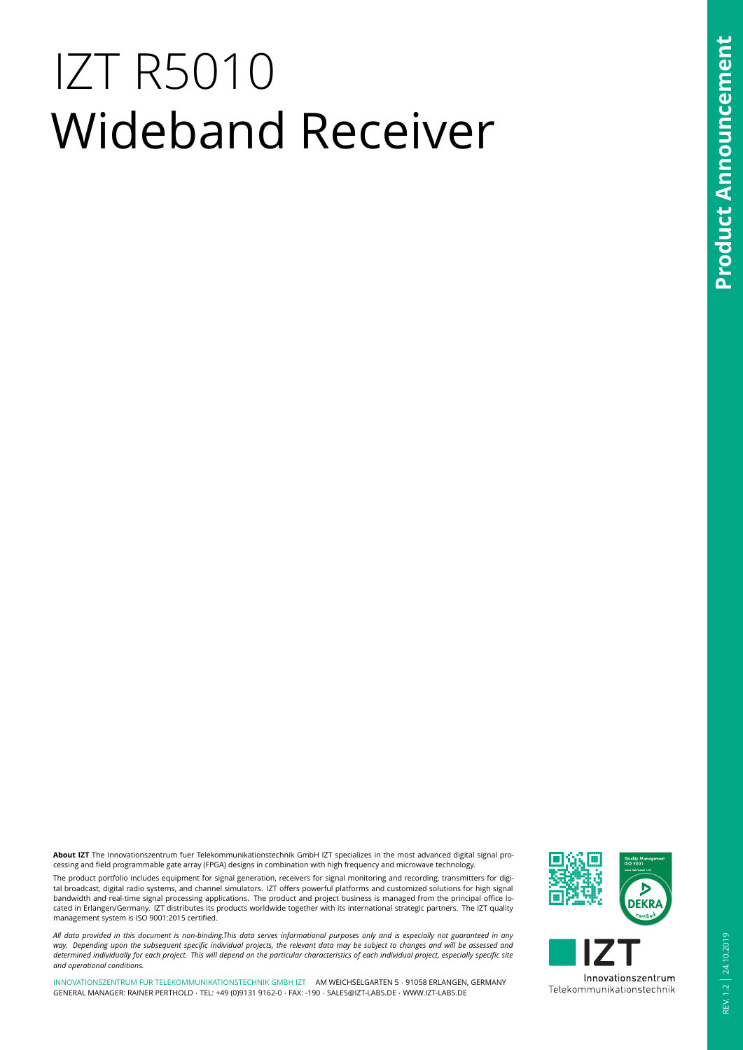# IZT R5010
# Wideband Receiver

**About IZT** The Innovationszentrum fuer Telekommunikationstechnik GmbH IZT specializes in the most advanced digital signal processing and field programmable gate array (FPGA) designs in combination with high frequency and microwave technology.

The product portfolio includes equipment for signal generation, receivers for signal monitoring and recording, transmitters for digital broadcast, digital radio systems, and channel simulators. IZT offers powerful platforms and customized solutions for high signal bandwidth and real-time signal processing applications. The product and project business is managed from the principal office located in Erlangen/Germany. IZT distributes its products worldwide together with its international strategic partners. The IZT quality management system is ISO 9001:2015 certified.

*All data provided in this document is non-binding.This data serves informational purposes only and is especially not guaranteed in any way. Depending upon the subsequent specific individual projects, the relevant data may be subject to changes and will be assessed and determined individually for each project. This will depend on the particular characteristics of each individual project, especially specific site and operational conditions.*

INNOVATIONSZENTRUM FÜR TELEKOMMUNIKATIONSTECHNIK GMBH IZT AM WEICHSELGARTEN 5 · 91058 ERLANGEN, GERMANY
GENERAL MANAGER: RAINER PERTHOLD · TEL: +49 (0)9131 9162-0 · FAX: -190 · SALES@IZT-LABS.DE · WWW.IZT-LABS.DE

Quality Management ISO 9001

DEKRA certified

IZT
Innovationszentrum
Telekommunikationstechnik

Product Announcement

REV. 1.2 | 24.10.2019